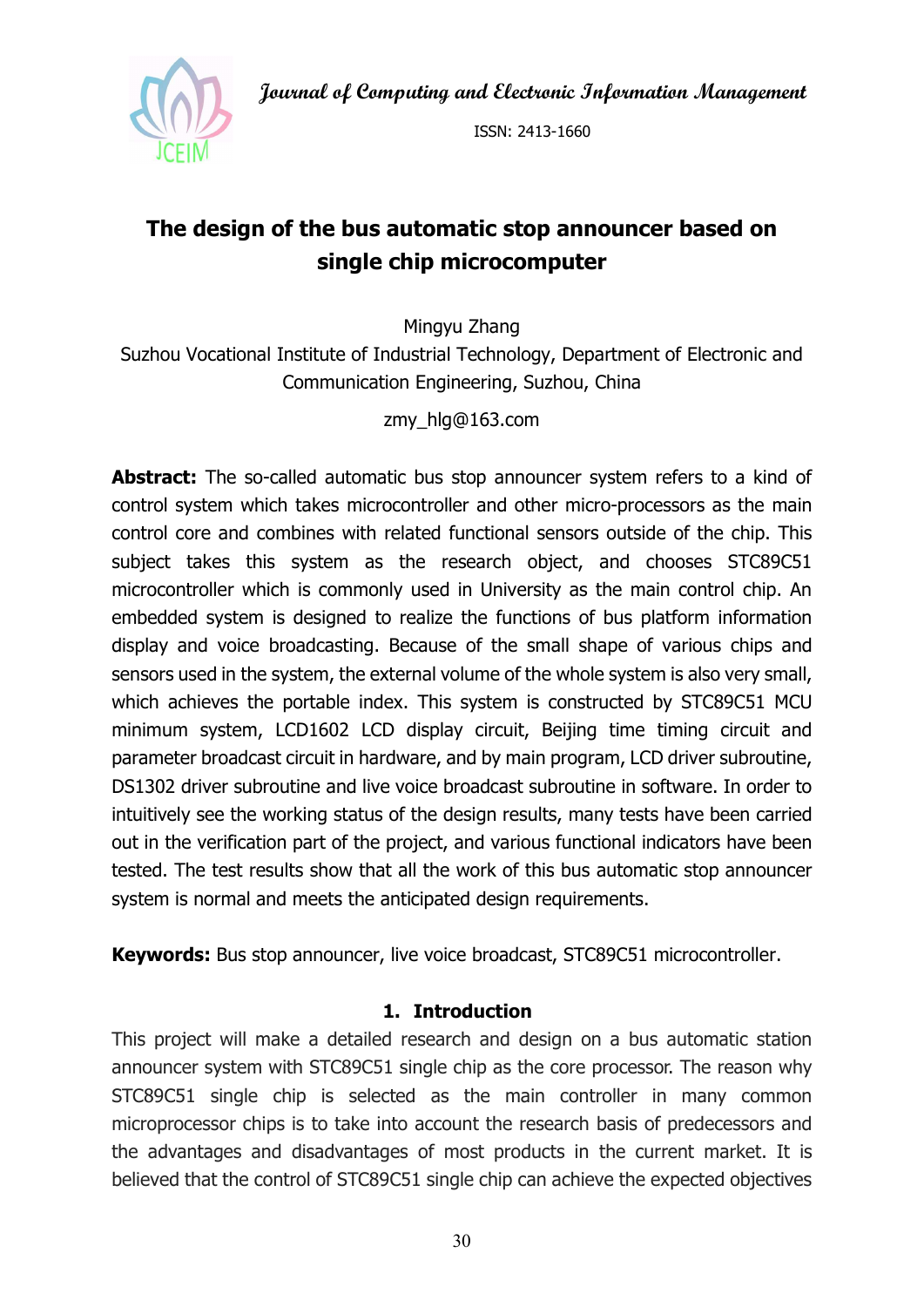Journal of Computing and Electronic Information Management

ISSN: 2413-1660

# The design of the bus automatic stop announcer based on single chip microcomputer

Mingyu Zhang

Suzhou Vocational Institute of Industrial Technology, Department of Electronic and Communication Engineering, Suzhou, China

zmy_hlg@163.com

**Abstract:** The so-called automatic bus stop announcer system refers to a kind of control system which takes microcontroller and other micro-processors as the main control core and combines with related functional sensors outside of the chip. This subject takes this system as the research object, and chooses STC89C51 microcontroller which is commonly used in University as the main control chip. An embedded system is designed to realize the functions of bus platform information display and voice broadcasting. Because of the small shape of various chips and sensors used in the system, the external volume of the whole system is also very small, which achieves the portable index. This system is constructed by STC89C51 MCU minimum system, LCD1602 LCD display circuit, Beijing time timing circuit and parameter broadcast circuit in hardware, and by main program, LCD driver subroutine, DS1302 driver subroutine and live voice broadcast subroutine in software. In order to intuitively see the working status of the design results, many tests have been carried out in the verification part of the project, and various functional indicators have been tested. The test results show that all the work of this bus automatic stop announcer system is normal and meets the anticipated design requirements.

**Keywords:** Bus stop announcer, live voice broadcast, STC89C51 microcontroller.

## 1. Introduction

This project will make a detailed research and design on a bus automatic station announcer system with STC89C51 single chip as the core processor. The reason why STC89C51 single chip is selected as the main controller in many common microprocessor chips is to take into account the research basis of predecessors and the advantages and disadvantages of most products in the current market. It is believed that the control of STC89C51 single chip can achieve the expected objectives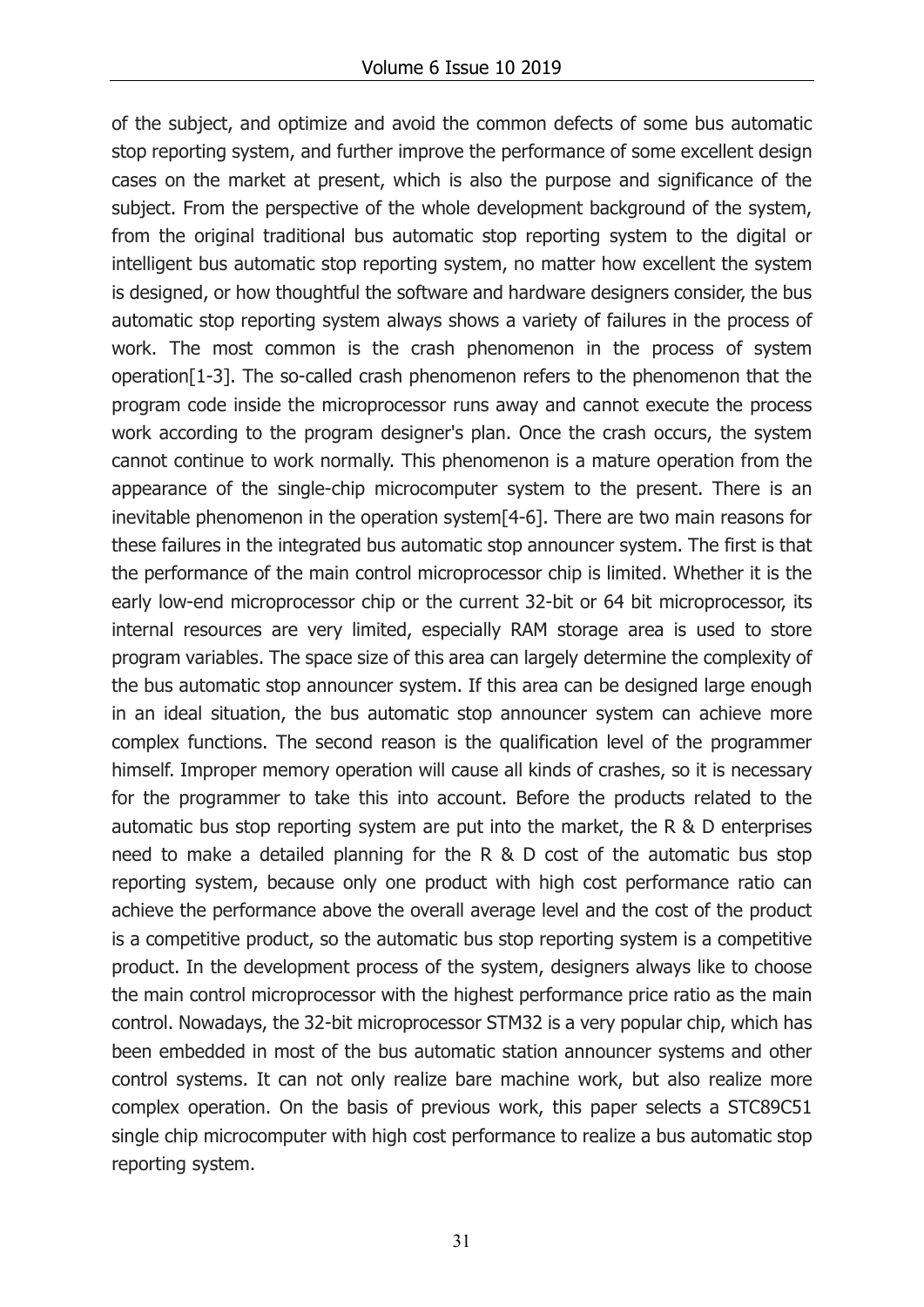of the subject, and optimize and avoid the common defects of some bus automatic stop reporting system, and further improve the performance of some excellent design cases on the market at present, which is also the purpose and significance of the subject. From the perspective of the whole development background of the system, from the original traditional bus automatic stop reporting system to the digital or intelligent bus automatic stop reporting system, no matter how excellent the system is designed, or how thoughtful the software and hardware designers consider, the bus automatic stop reporting system always shows a variety of failures in the process of work. The most common is the crash phenomenon in the process of system operation[1-3]. The so-called crash phenomenon refers to the phenomenon that the program code inside the microprocessor runs away and cannot execute the process work according to the program designer's plan. Once the crash occurs, the system cannot continue to work normally. This phenomenon is a mature operation from the appearance of the single-chip microcomputer system to the present. There is an inevitable phenomenon in the operation system[4-6]. There are two main reasons for these failures in the integrated bus automatic stop announcer system. The first is that the performance of the main control microprocessor chip is limited. Whether it is the early low-end microprocessor chip or the current 32-bit or 64 bit microprocessor, its internal resources are very limited, especially RAM storage area is used to store program variables. The space size of this area can largely determine the complexity of the bus automatic stop announcer system. If this area can be designed large enough in an ideal situation, the bus automatic stop announcer system can achieve more complex functions. The second reason is the qualification level of the programmer himself. Improper memory operation will cause all kinds of crashes, so it is necessary for the programmer to take this into account. Before the products related to the automatic bus stop reporting system are put into the market, the R & D enterprises need to make a detailed planning for the R & D cost of the automatic bus stop reporting system, because only one product with high cost performance ratio can achieve the performance above the overall average level and the cost of the product is a competitive product, so the automatic bus stop reporting system is a competitive product. In the development process of the system, designers always like to choose the main control microprocessor with the highest performance price ratio as the main control. Nowadays, the 32-bit microprocessor STM32 is a very popular chip, which has been embedded in most of the bus automatic station announcer systems and other control systems. It can not only realize bare machine work, but also realize more complex operation. On the basis of previous work, this paper selects a STC89C51 single chip microcomputer with high cost performance to realize a bus automatic stop reporting system.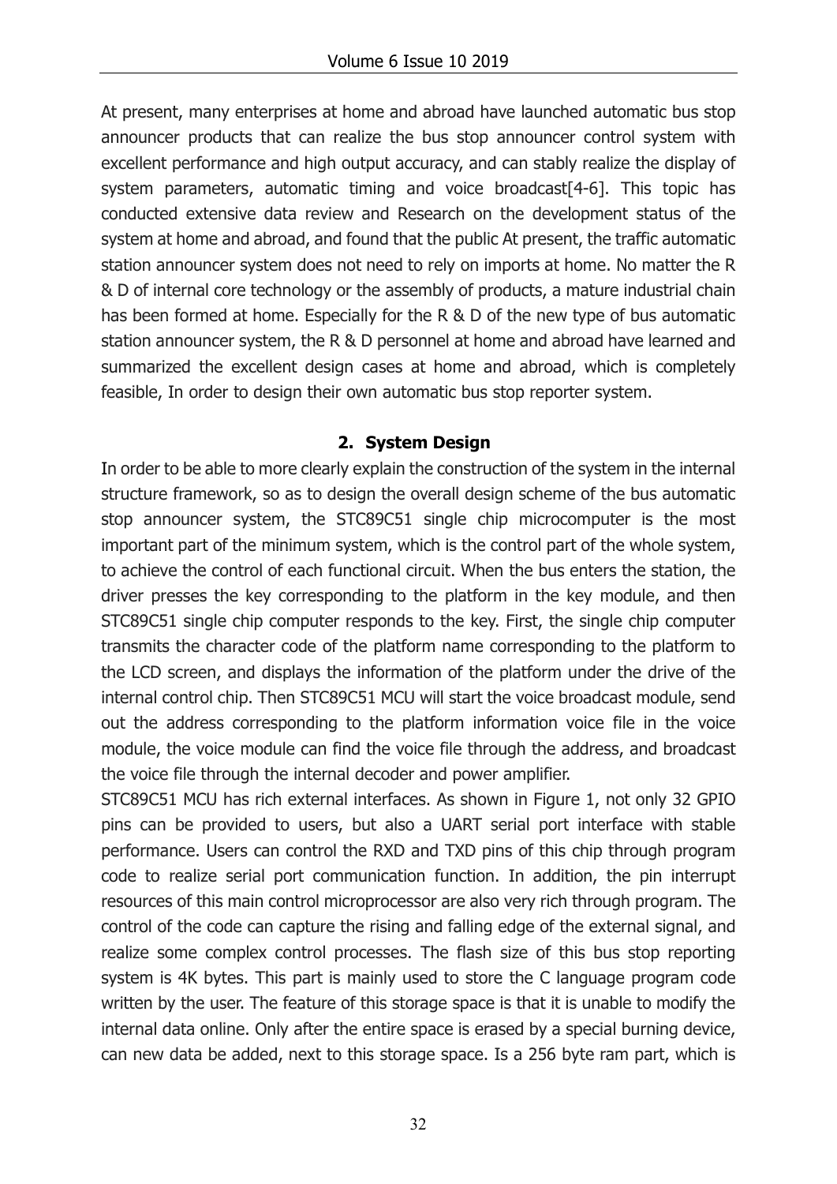At present, many enterprises at home and abroad have launched automatic bus stop announcer products that can realize the bus stop announcer control system with excellent performance and high output accuracy, and can stably realize the display of system parameters, automatic timing and voice broadcast[4-6]. This topic has conducted extensive data review and Research on the development status of the system at home and abroad, and found that the public At present, the traffic automatic station announcer system does not need to rely on imports at home. No matter the R & D of internal core technology or the assembly of products, a mature industrial chain has been formed at home. Especially for the R & D of the new type of bus automatic station announcer system, the R & D personnel at home and abroad have learned and summarized the excellent design cases at home and abroad, which is completely feasible, In order to design their own automatic bus stop reporter system.

## 2. System Design

In order to be able to more clearly explain the construction of the system in the internal structure framework, so as to design the overall design scheme of the bus automatic stop announcer system, the STC89C51 single chip microcomputer is the most important part of the minimum system, which is the control part of the whole system, to achieve the control of each functional circuit. When the bus enters the station, the driver presses the key corresponding to the platform in the key module, and then STC89C51 single chip computer responds to the key. First, the single chip computer transmits the character code of the platform name corresponding to the platform to the LCD screen, and displays the information of the platform under the drive of the internal control chip. Then STC89C51 MCU will start the voice broadcast module, send out the address corresponding to the platform information voice file in the voice module, the voice module can find the voice file through the address, and broadcast the voice file through the internal decoder and power amplifier.

STC89C51 MCU has rich external interfaces. As shown in Figure 1, not only 32 GPIO pins can be provided to users, but also a UART serial port interface with stable performance. Users can control the RXD and TXD pins of this chip through program code to realize serial port communication function. In addition, the pin interrupt resources of this main control microprocessor are also very rich through program. The control of the code can capture the rising and falling edge of the external signal, and realize some complex control processes. The flash size of this bus stop reporting system is 4K bytes. This part is mainly used to store the C language program code written by the user. The feature of this storage space is that it is unable to modify the internal data online. Only after the entire space is erased by a special burning device, can new data be added, next to this storage space. Is a 256 byte ram part, which is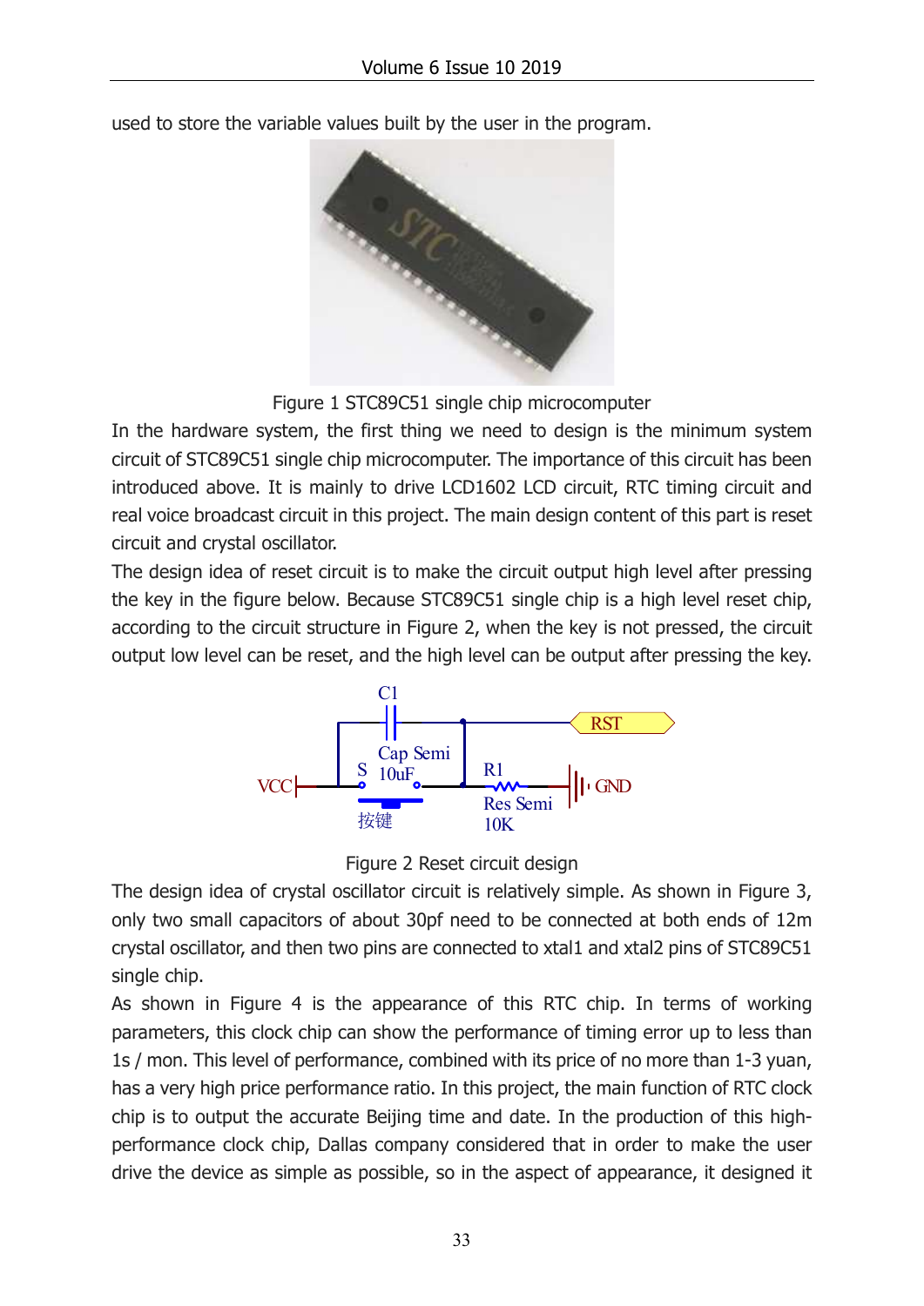used to store the variable values built by the user in the program.

Figure 1 STC89C51 single chip microcomputer

In the hardware system, the first thing we need to design is the minimum system circuit of STC89C51 single chip microcomputer. The importance of this circuit has been introduced above. It is mainly to drive LCD1602 LCD circuit, RTC timing circuit and real voice broadcast circuit in this project. The main design content of this part is reset circuit and crystal oscillator.

The design idea of reset circuit is to make the circuit output high level after pressing the key in the figure below. Because STC89C51 single chip is a high level reset chip, according to the circuit structure in Figure 2, when the key is not pressed, the circuit output low level can be reset, and the high level can be output after pressing the key.

Figure 2 Reset circuit design

The design idea of crystal oscillator circuit is relatively simple. As shown in Figure 3, only two small capacitors of about 30pf need to be connected at both ends of 12m crystal oscillator, and then two pins are connected to xtal1 and xtal2 pins of STC89C51 single chip.

As shown in Figure 4 is the appearance of this RTC chip. In terms of working parameters, this clock chip can show the performance of timing error up to less than 1s / mon. This level of performance, combined with its price of no more than 1-3 yuan, has a very high price performance ratio. In this project, the main function of RTC clock chip is to output the accurate Beijing time and date. In the production of this high-performance clock chip, Dallas company considered that in order to make the user drive the device as simple as possible, so in the aspect of appearance, it designed it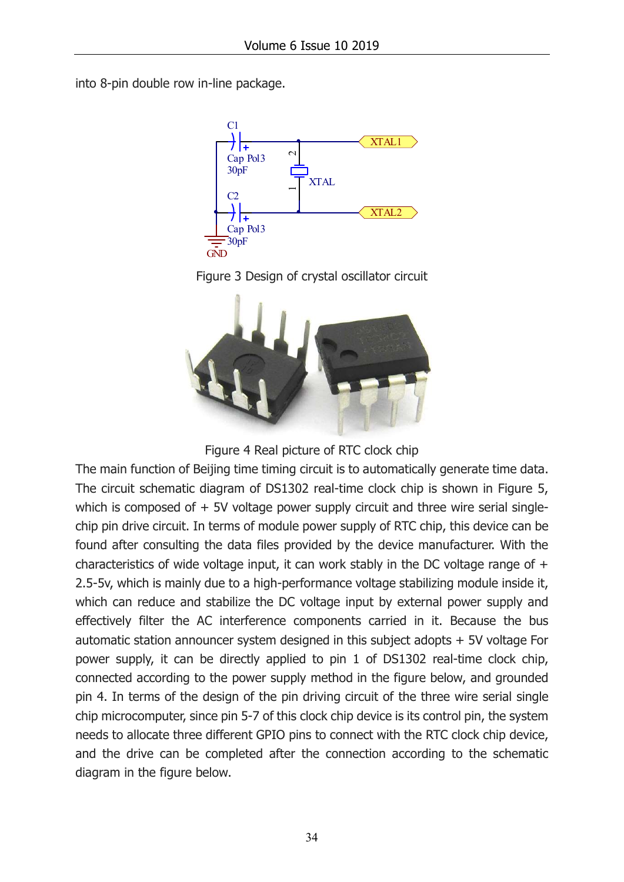into 8-pin double row in-line package.

Figure 3 Design of crystal oscillator circuit

Figure 4 Real picture of RTC clock chip

The main function of Beijing time timing circuit is to automatically generate time data. The circuit schematic diagram of DS1302 real-time clock chip is shown in Figure 5, which is composed of + 5V voltage power supply circuit and three wire serial single-chip pin drive circuit. In terms of module power supply of RTC chip, this device can be found after consulting the data files provided by the device manufacturer. With the characteristics of wide voltage input, it can work stably in the DC voltage range of + 2.5-5v, which is mainly due to a high-performance voltage stabilizing module inside it, which can reduce and stabilize the DC voltage input by external power supply and effectively filter the AC interference components carried in it. Because the bus automatic station announcer system designed in this subject adopts + 5V voltage For power supply, it can be directly applied to pin 1 of DS1302 real-time clock chip, connected according to the power supply method in the figure below, and grounded pin 4. In terms of the design of the pin driving circuit of the three wire serial single chip microcomputer, since pin 5-7 of this clock chip device is its control pin, the system needs to allocate three different GPIO pins to connect with the RTC clock chip device, and the drive can be completed after the connection according to the schematic diagram in the figure below.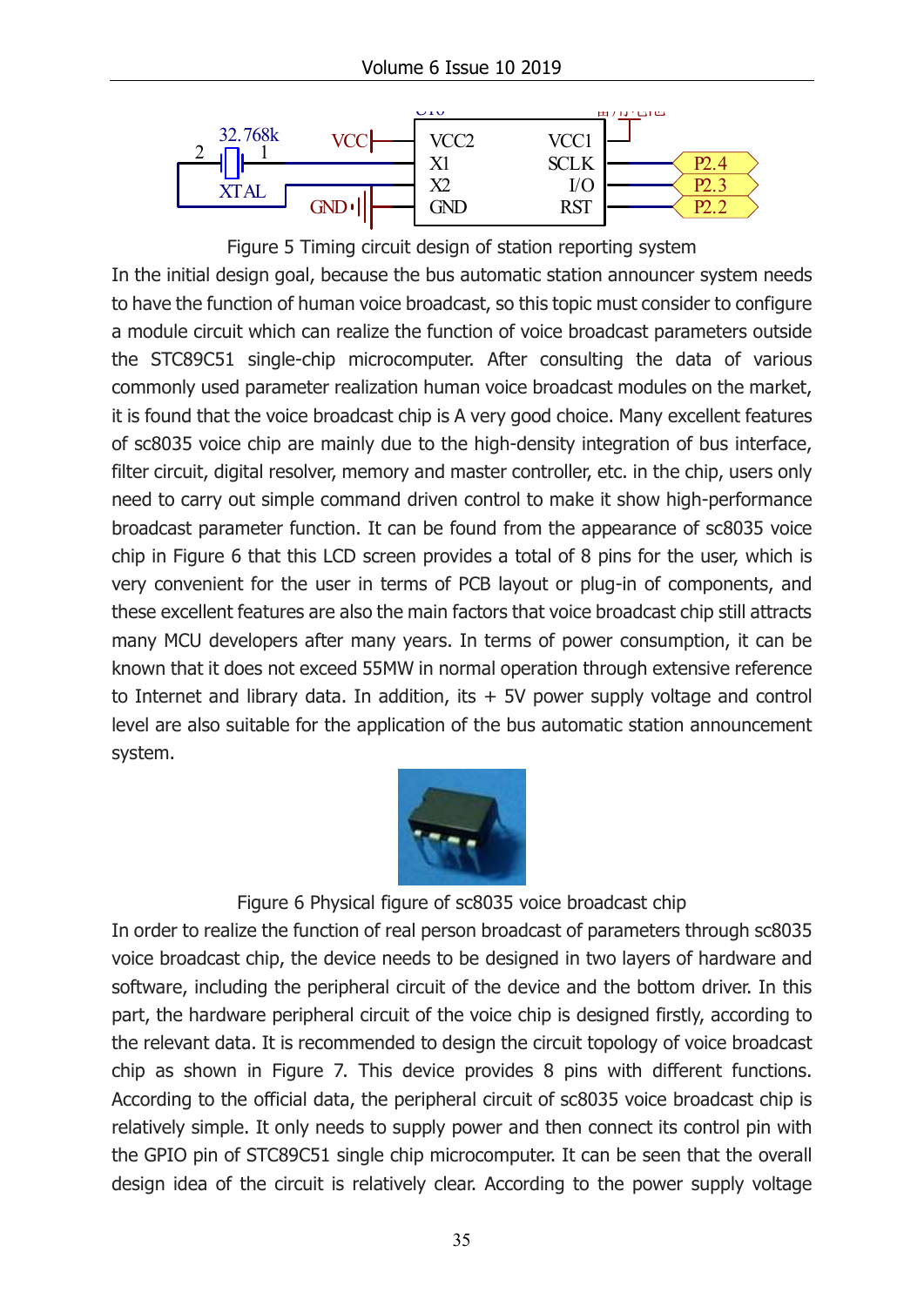Figure 5 Timing circuit design of station reporting system

In the initial design goal, because the bus automatic station announcer system needs to have the function of human voice broadcast, so this topic must consider to configure a module circuit which can realize the function of voice broadcast parameters outside the STC89C51 single-chip microcomputer. After consulting the data of various commonly used parameter realization human voice broadcast modules on the market, it is found that the voice broadcast chip is A very good choice. Many excellent features of sc8035 voice chip are mainly due to the high-density integration of bus interface, filter circuit, digital resolver, memory and master controller, etc. in the chip, users only need to carry out simple command driven control to make it show high-performance broadcast parameter function. It can be found from the appearance of sc8035 voice chip in Figure 6 that this LCD screen provides a total of 8 pins for the user, which is very convenient for the user in terms of PCB layout or plug-in of components, and these excellent features are also the main factors that voice broadcast chip still attracts many MCU developers after many years. In terms of power consumption, it can be known that it does not exceed 55MW in normal operation through extensive reference to Internet and library data. In addition, its + 5V power supply voltage and control level are also suitable for the application of the bus automatic station announcement system.

Figure 6 Physical figure of sc8035 voice broadcast chip

In order to realize the function of real person broadcast of parameters through sc8035 voice broadcast chip, the device needs to be designed in two layers of hardware and software, including the peripheral circuit of the device and the bottom driver. In this part, the hardware peripheral circuit of the voice chip is designed firstly, according to the relevant data. It is recommended to design the circuit topology of voice broadcast chip as shown in Figure 7. This device provides 8 pins with different functions. According to the official data, the peripheral circuit of sc8035 voice broadcast chip is relatively simple. It only needs to supply power and then connect its control pin with the GPIO pin of STC89C51 single chip microcomputer. It can be seen that the overall design idea of the circuit is relatively clear. According to the power supply voltage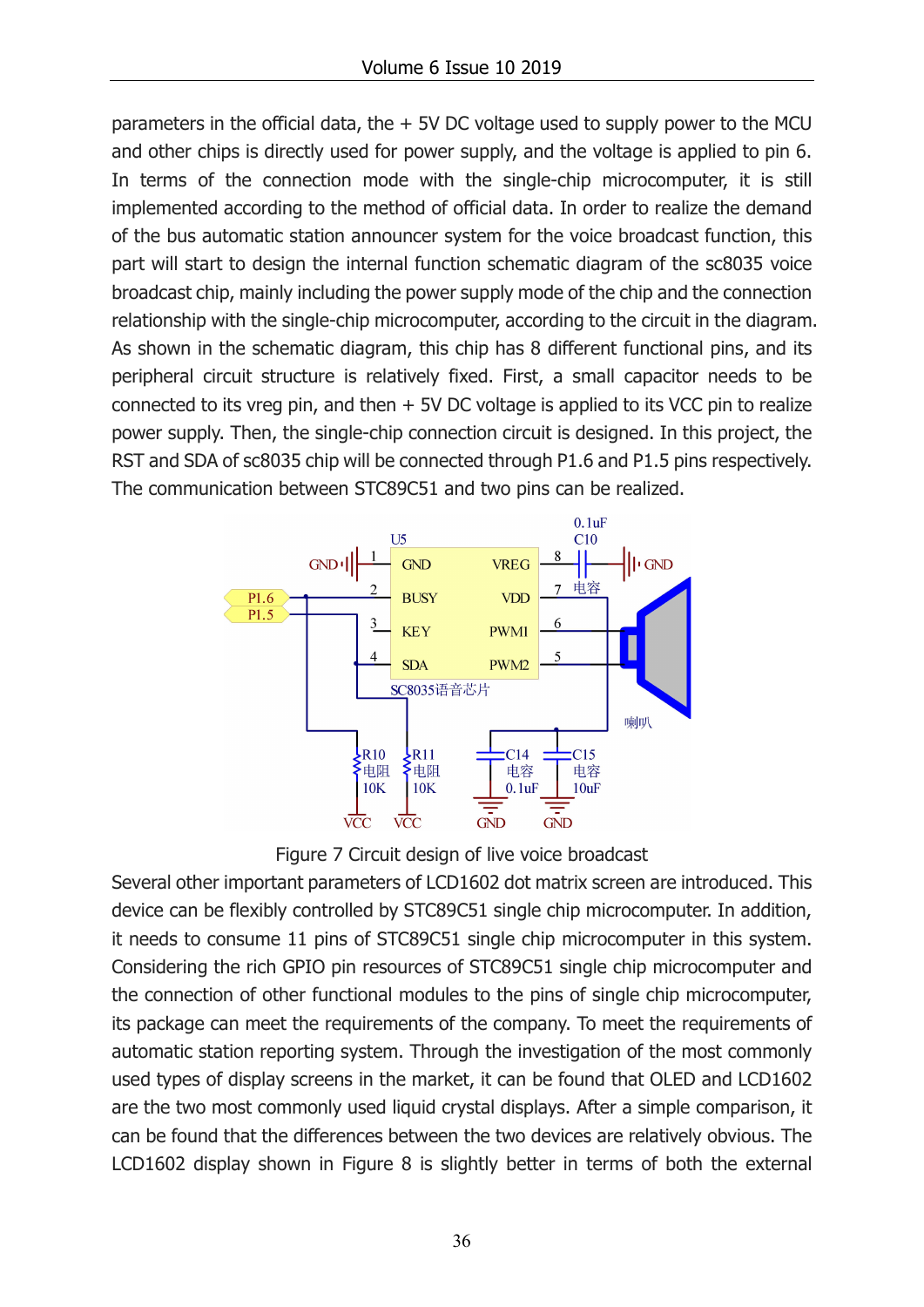parameters in the official data, the + 5V DC voltage used to supply power to the MCU and other chips is directly used for power supply, and the voltage is applied to pin 6. In terms of the connection mode with the single-chip microcomputer, it is still implemented according to the method of official data. In order to realize the demand of the bus automatic station announcer system for the voice broadcast function, this part will start to design the internal function schematic diagram of the sc8035 voice broadcast chip, mainly including the power supply mode of the chip and the connection relationship with the single-chip microcomputer, according to the circuit in the diagram. As shown in the schematic diagram, this chip has 8 different functional pins, and its peripheral circuit structure is relatively fixed. First, a small capacitor needs to be connected to its vreg pin, and then + 5V DC voltage is applied to its VCC pin to realize power supply. Then, the single-chip connection circuit is designed. In this project, the RST and SDA of sc8035 chip will be connected through P1.6 and P1.5 pins respectively. The communication between STC89C51 and two pins can be realized.

Figure 7 Circuit design of live voice broadcast

Several other important parameters of LCD1602 dot matrix screen are introduced. This device can be flexibly controlled by STC89C51 single chip microcomputer. In addition, it needs to consume 11 pins of STC89C51 single chip microcomputer in this system. Considering the rich GPIO pin resources of STC89C51 single chip microcomputer and the connection of other functional modules to the pins of single chip microcomputer, its package can meet the requirements of the company. To meet the requirements of automatic station reporting system. Through the investigation of the most commonly used types of display screens in the market, it can be found that OLED and LCD1602 are the two most commonly used liquid crystal displays. After a simple comparison, it can be found that the differences between the two devices are relatively obvious. The LCD1602 display shown in Figure 8 is slightly better in terms of both the external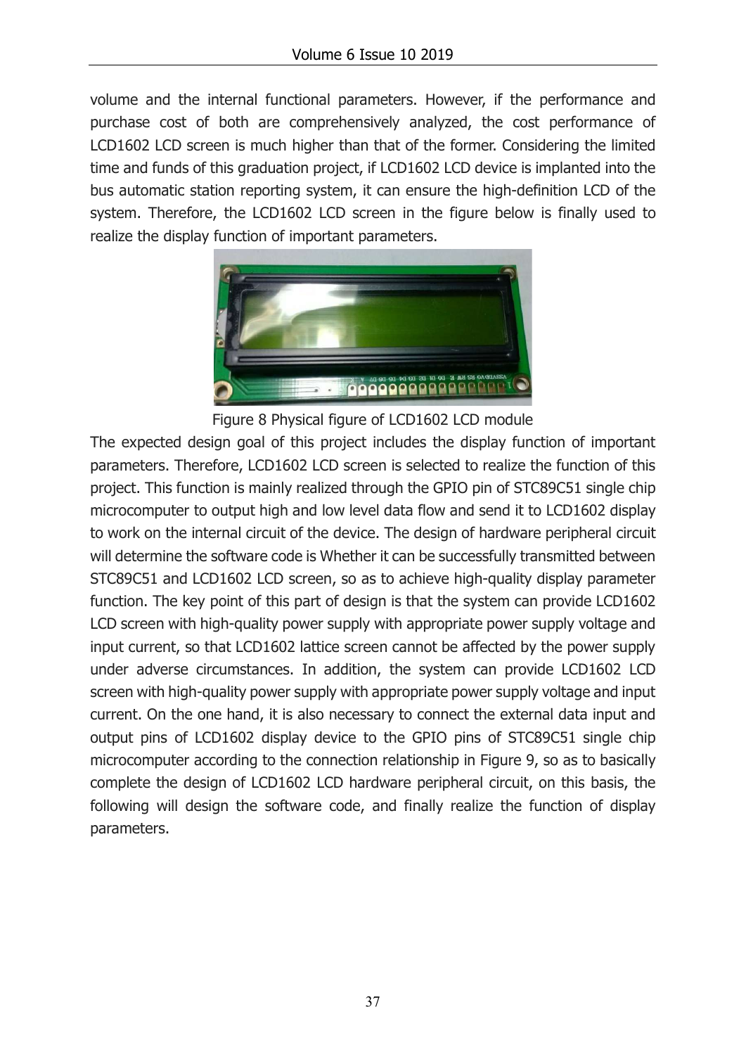volume and the internal functional parameters. However, if the performance and purchase cost of both are comprehensively analyzed, the cost performance of LCD1602 LCD screen is much higher than that of the former. Considering the limited time and funds of this graduation project, if LCD1602 LCD device is implanted into the bus automatic station reporting system, it can ensure the high-definition LCD of the system. Therefore, the LCD1602 LCD screen in the figure below is finally used to realize the display function of important parameters.

Figure 8 Physical figure of LCD1602 LCD module

The expected design goal of this project includes the display function of important parameters. Therefore, LCD1602 LCD screen is selected to realize the function of this project. This function is mainly realized through the GPIO pin of STC89C51 single chip microcomputer to output high and low level data flow and send it to LCD1602 display to work on the internal circuit of the device. The design of hardware peripheral circuit will determine the software code is Whether it can be successfully transmitted between STC89C51 and LCD1602 LCD screen, so as to achieve high-quality display parameter function. The key point of this part of design is that the system can provide LCD1602 LCD screen with high-quality power supply with appropriate power supply voltage and input current, so that LCD1602 lattice screen cannot be affected by the power supply under adverse circumstances. In addition, the system can provide LCD1602 LCD screen with high-quality power supply with appropriate power supply voltage and input current. On the one hand, it is also necessary to connect the external data input and output pins of LCD1602 display device to the GPIO pins of STC89C51 single chip microcomputer according to the connection relationship in Figure 9, so as to basically complete the design of LCD1602 LCD hardware peripheral circuit, on this basis, the following will design the software code, and finally realize the function of display parameters.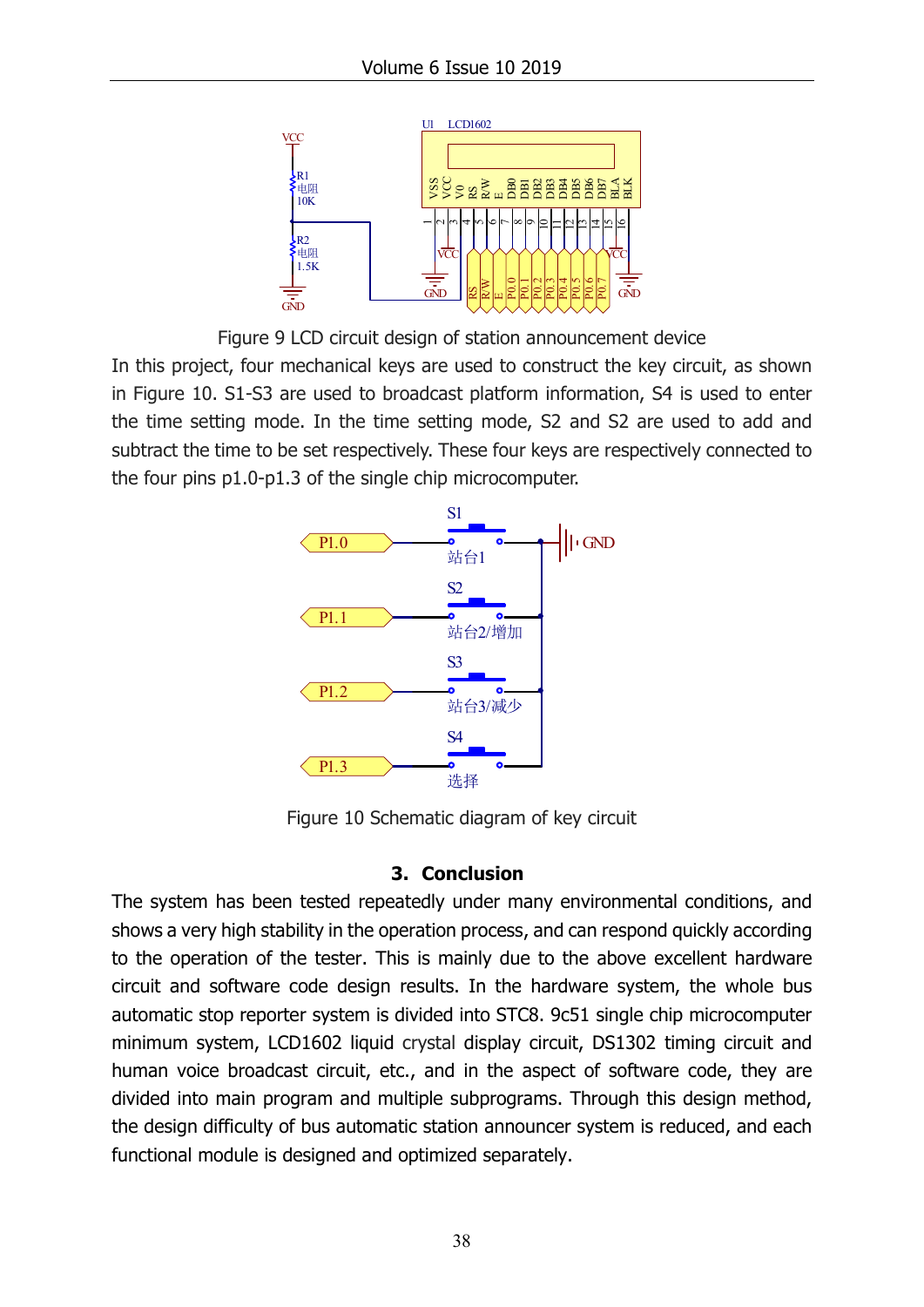Figure 9 LCD circuit design of station announcement device

In this project, four mechanical keys are used to construct the key circuit, as shown in Figure 10. S1-S3 are used to broadcast platform information, S4 is used to enter the time setting mode. In the time setting mode, S2 and S2 are used to add and subtract the time to be set respectively. These four keys are respectively connected to the four pins p1.0-p1.3 of the single chip microcomputer.

Figure 10 Schematic diagram of key circuit

## 3. Conclusion

The system has been tested repeatedly under many environmental conditions, and shows a very high stability in the operation process, and can respond quickly according to the operation of the tester. This is mainly due to the above excellent hardware circuit and software code design results. In the hardware system, the whole bus automatic stop reporter system is divided into STC8. 9c51 single chip microcomputer minimum system, LCD1602 liquid crystal display circuit, DS1302 timing circuit and human voice broadcast circuit, etc., and in the aspect of software code, they are divided into main program and multiple subprograms. Through this design method, the design difficulty of bus automatic station announcer system is reduced, and each functional module is designed and optimized separately.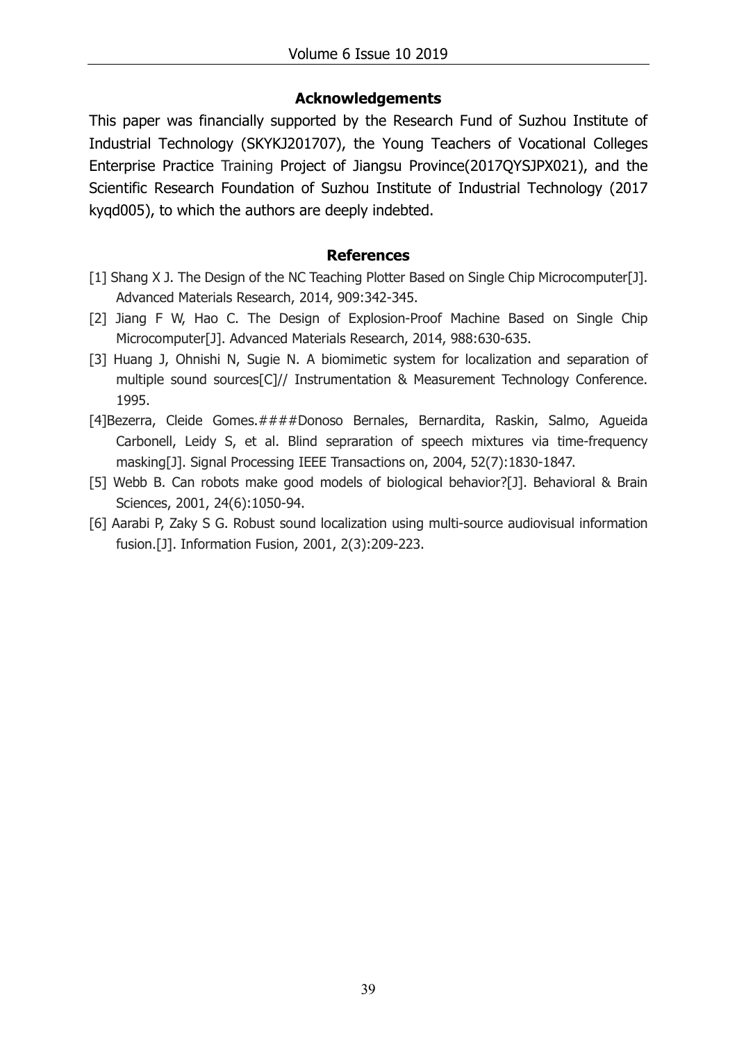## Acknowledgements

This paper was financially supported by the Research Fund of Suzhou Institute of Industrial Technology (SKYKJ201707), the Young Teachers of Vocational Colleges Enterprise Practice Training Project of Jiangsu Province(2017QYSJPX021), and the Scientific Research Foundation of Suzhou Institute of Industrial Technology (2017 kyqd005), to which the authors are deeply indebted.

## References

[1] Shang X J. The Design of the NC Teaching Plotter Based on Single Chip Microcomputer[J]. Advanced Materials Research, 2014, 909:342-345.

[2] Jiang F W, Hao C. The Design of Explosion-Proof Machine Based on Single Chip Microcomputer[J]. Advanced Materials Research, 2014, 988:630-635.

[3] Huang J, Ohnishi N, Sugie N. A biomimetic system for localization and separation of multiple sound sources[C]// Instrumentation & Measurement Technology Conference. 1995.

[4]Bezerra, Cleide Gomes.####Donoso Bernales, Bernardita, Raskin, Salmo, Agueida Carbonell, Leidy S, et al. Blind sepraration of speech mixtures via time-frequency masking[J]. Signal Processing IEEE Transactions on, 2004, 52(7):1830-1847.

[5] Webb B. Can robots make good models of biological behavior?[J]. Behavioral & Brain Sciences, 2001, 24(6):1050-94.

[6] Aarabi P, Zaky S G. Robust sound localization using multi-source audiovisual information fusion.[J]. Information Fusion, 2001, 2(3):209-223.